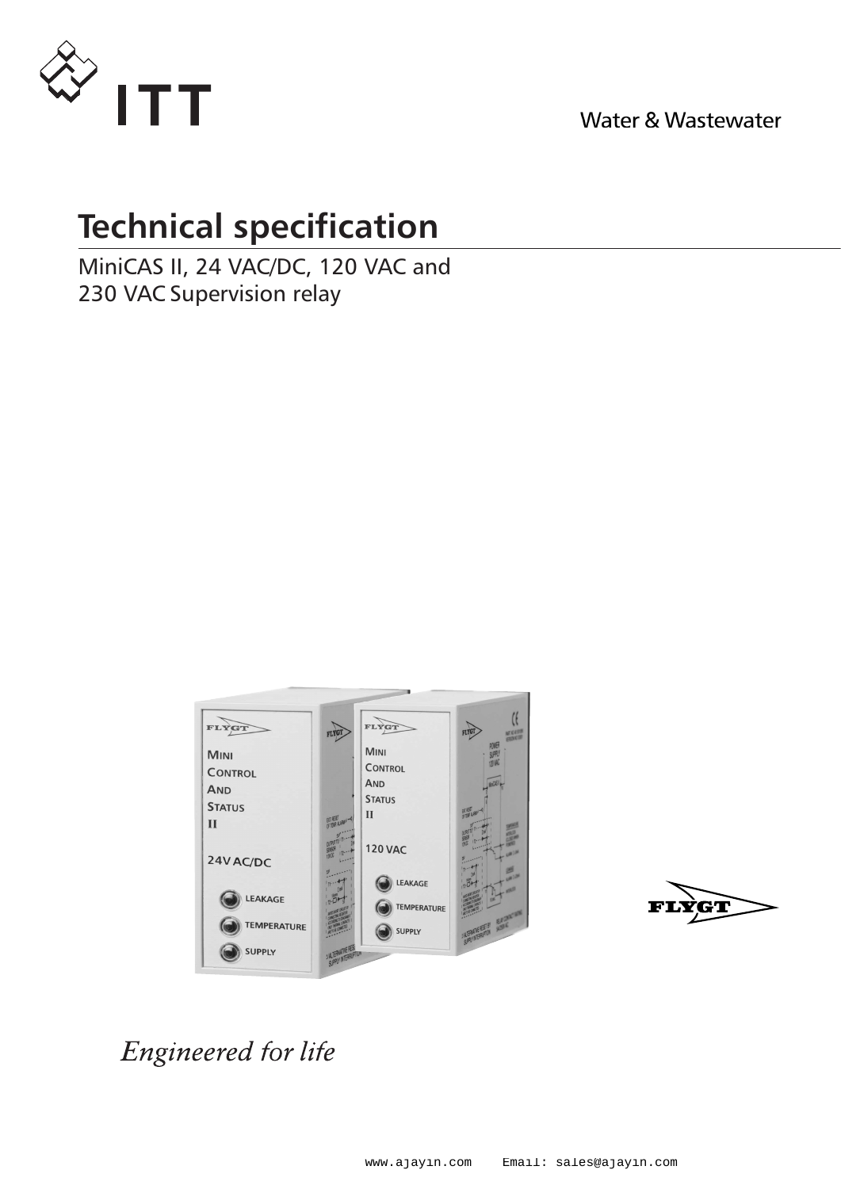ITT

Water & Wastewater

# Technical specification

MiniCAS II, 24 VAC/DC, 120 VAC and 230 VAC Supervision relay

*Engineered for life*

www.ajayin.com Email: sales@ajayin.com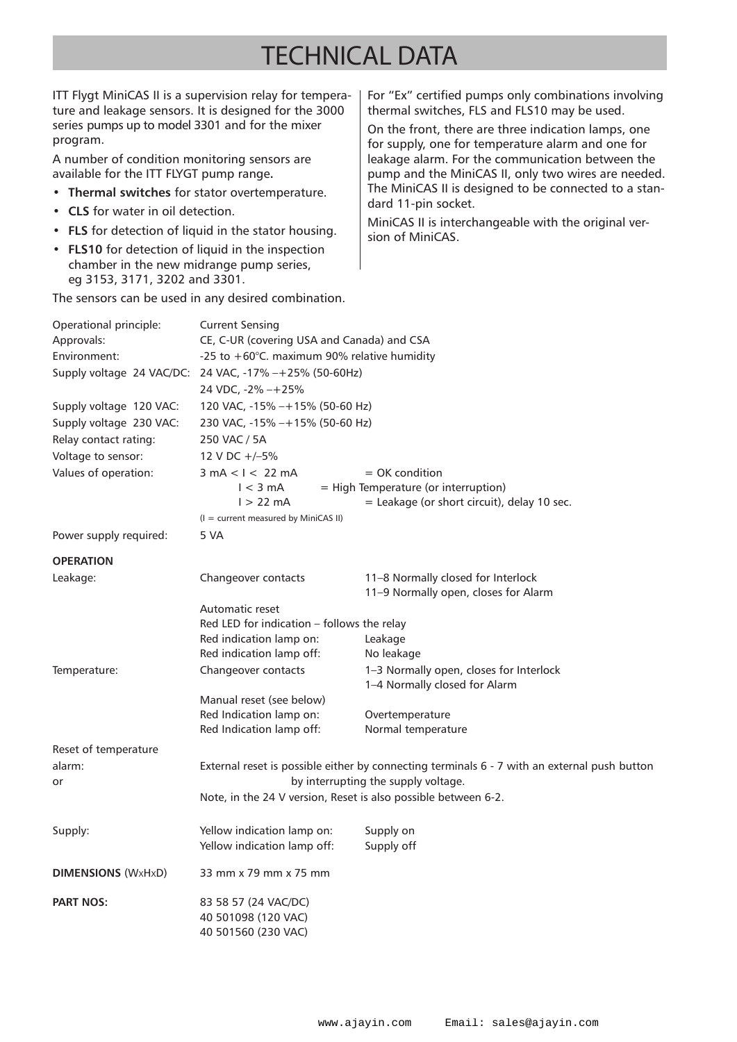# TECHNICAL DATA

ITT Flygt MiniCAS II is a supervision relay for temperature and leakage sensors. It is designed for the 3000 series pumps up to model 3301 and for the mixer program.

A number of condition monitoring sensors are available for the ITT FLYGT pump range.

- **Thermal switches** for stator overtemperature.
- **CLS** for water in oil detection.
- **FLS** for detection of liquid in the stator housing.
- **FLS10** for detection of liquid in the inspection chamber in the new midrange pump series, eg 3153, 3171, 3202 and 3301.

The sensors can be used in any desired combination.

For "Ex" certified pumps only combinations involving thermal switches, FLS and FLS10 may be used.

On the front, there are three indication lamps, one for supply, one for temperature alarm and one for leakage alarm. For the communication between the pump and the MiniCAS II, only two wires are needed. The MiniCAS II is designed to be connected to a standard 11-pin socket.

MiniCAS II is interchangeable with the original version of MiniCAS.

| | | |
|---|---|---|
| Operational principle: | Current Sensing | |
| Approvals: | CE, C-UR (covering USA and Canada) and CSA | |
| Environment: | -25 to +60°C. maximum 90% relative humidity | |
| Supply voltage 24 VAC/DC: | 24 VAC, -17% –+25% (50-60Hz) | |
| | 24 VDC, -2% –+25% | |
| Supply voltage 120 VAC: | 120 VAC, -15% –+15% (50-60 Hz) | |
| Supply voltage 230 VAC: | 230 VAC, -15% –+15% (50-60 Hz) | |
| Relay contact rating: | 250 VAC / 5A | |
| Voltage to sensor: | 12 V DC +/–5% | |
| Values of operation: | 3 mA < I < 22 mA | = OK condition |
| | I < 3 mA | = High Temperature (or interruption) |
| | I > 22 mA | = Leakage (or short circuit), delay 10 sec. |
| | (I = current measured by MiniCAS II) | |
| Power supply required: | 5 VA | |

**OPERATION**

| | | |
|---|---|---|
| Leakage: | Changeover contacts | 11–8 Normally closed for Interlock<br>11–9 Normally open, closes for Alarm |
| | Automatic reset | |
| | Red LED for indication – follows the relay | |
| | Red indication lamp on: | Leakage |
| | Red indication lamp off: | No leakage |
| Temperature: | Changeover contacts | 1–3 Normally open, closes for Interlock<br>1–4 Normally closed for Alarm |
| | Manual reset (see below) | |
| | Red Indication lamp on: | Overtemperature |
| | Red Indication lamp off: | Normal temperature |

Reset of temperature alarm: External reset is possible either by connecting terminals 6 - 7 with an external push button or by interrupting the supply voltage.

Note, in the 24 V version, Reset is also possible between 6-2.

| | | |
|---|---|---|
| Supply: | Yellow indication lamp on: | Supply on |
| | Yellow indication lamp off: | Supply off |

**DIMENSIONS** (WxHxD) 33 mm x 79 mm x 75 mm

**PART NOS:**
83 58 57 (24 VAC/DC)
40 501098 (120 VAC)
40 501560 (230 VAC)

www.ajayin.com Email: sales@ajayin.com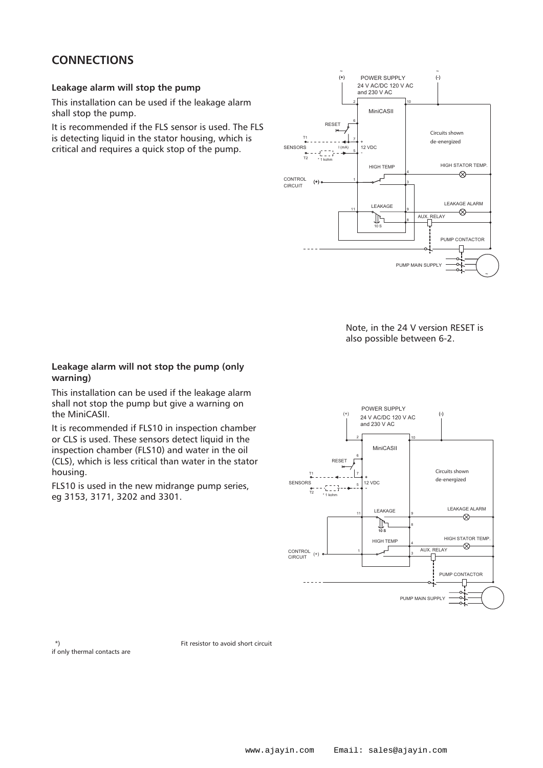## CONNECTIONS

### Leakage alarm will stop the pump

This installation can be used if the leakage alarm shall stop the pump.

It is recommended if the FLS sensor is used. The FLS is detecting liquid in the stator housing, which is critical and requires a quick stop of the pump.

Note, in the 24 V version RESET is also possible between 6-2.

### Leakage alarm will not stop the pump (only warning)

This installation can be used if the leakage alarm shall not stop the pump but give a warning on the MiniCASII.

It is recommended if FLS10 in inspection chamber or CLS is used. These sensors detect liquid in the inspection chamber (FLS10) and water in the oil (CLS), which is less critical than water in the stator housing.

FLS10 is used in the new midrange pump series, eg 3153, 3171, 3202 and 3301.

*) Fit resistor to avoid short circuit if only thermal contacts are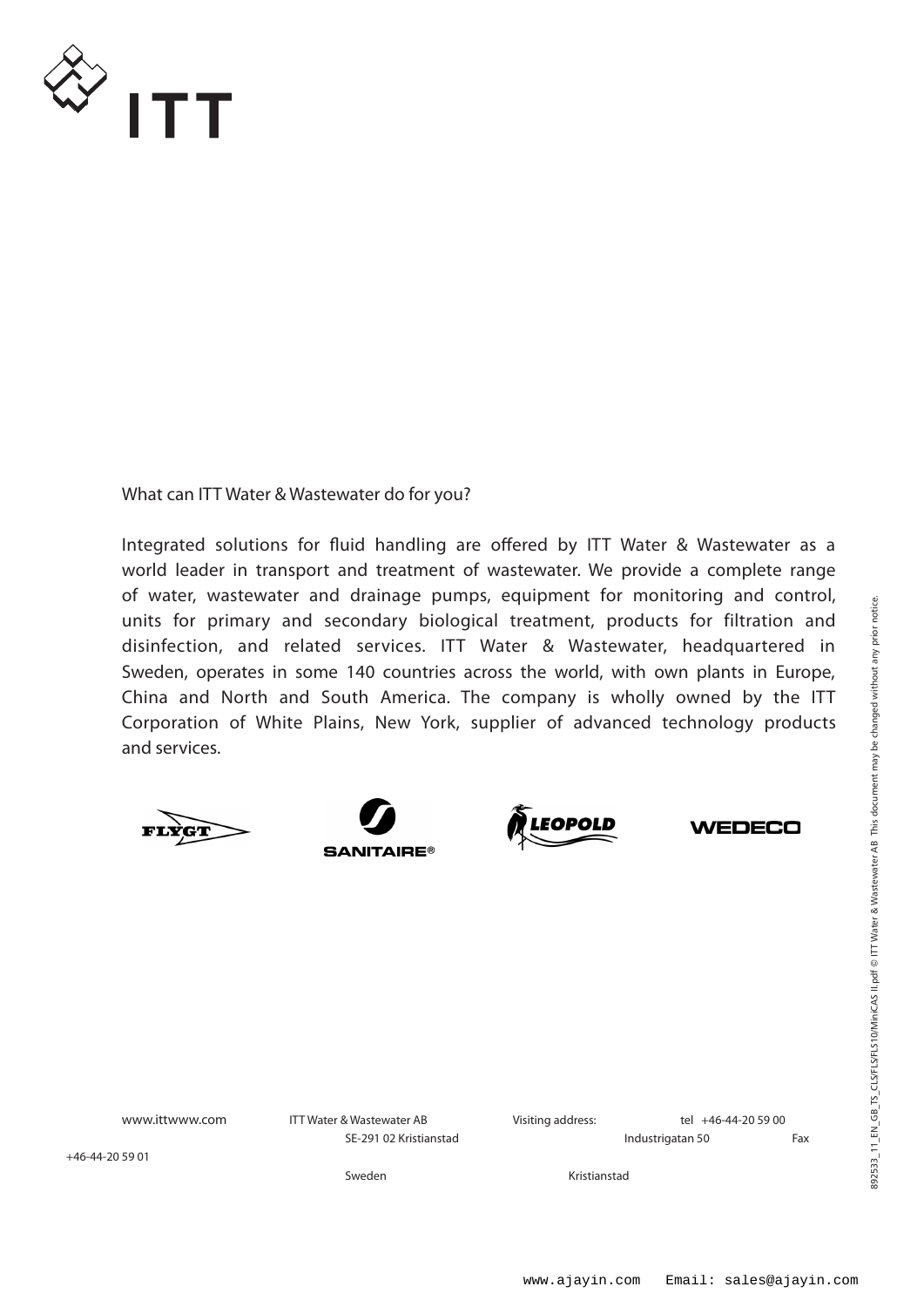ITT

What can ITT Water & Wastewater do for you?

Integrated solutions for fluid handling are offered by ITT Water & Wastewater as a world leader in transport and treatment of wastewater. We provide a complete range of water, wastewater and drainage pumps, equipment for monitoring and control, units for primary and secondary biological treatment, products for filtration and disinfection, and related services. ITT Water & Wastewater, headquartered in Sweden, operates in some 140 countries across the world, with own plants in Europe, China and North and South America. The company is wholly owned by the ITT Corporation of White Plains, New York, supplier of advanced technology products and services.

FLYGT SANITAIRE® LEOPOLD WEDECO

www.ittwww.com

ITT Water & Wastewater AB
SE-291 02 Kristianstad
Sweden

Visiting address:
Industrigatan 50
Kristianstad

tel +46-44-20 59 00
Fax +46-44-20 59 01

892533_11_EN_GB_TS_CLS/FLS/FLS10/MiniCAS II.pdf © ITT Water & Wastewater AB This document may be changed without any prior notice.

www.ajayin.com Email: sales@ajayin.com